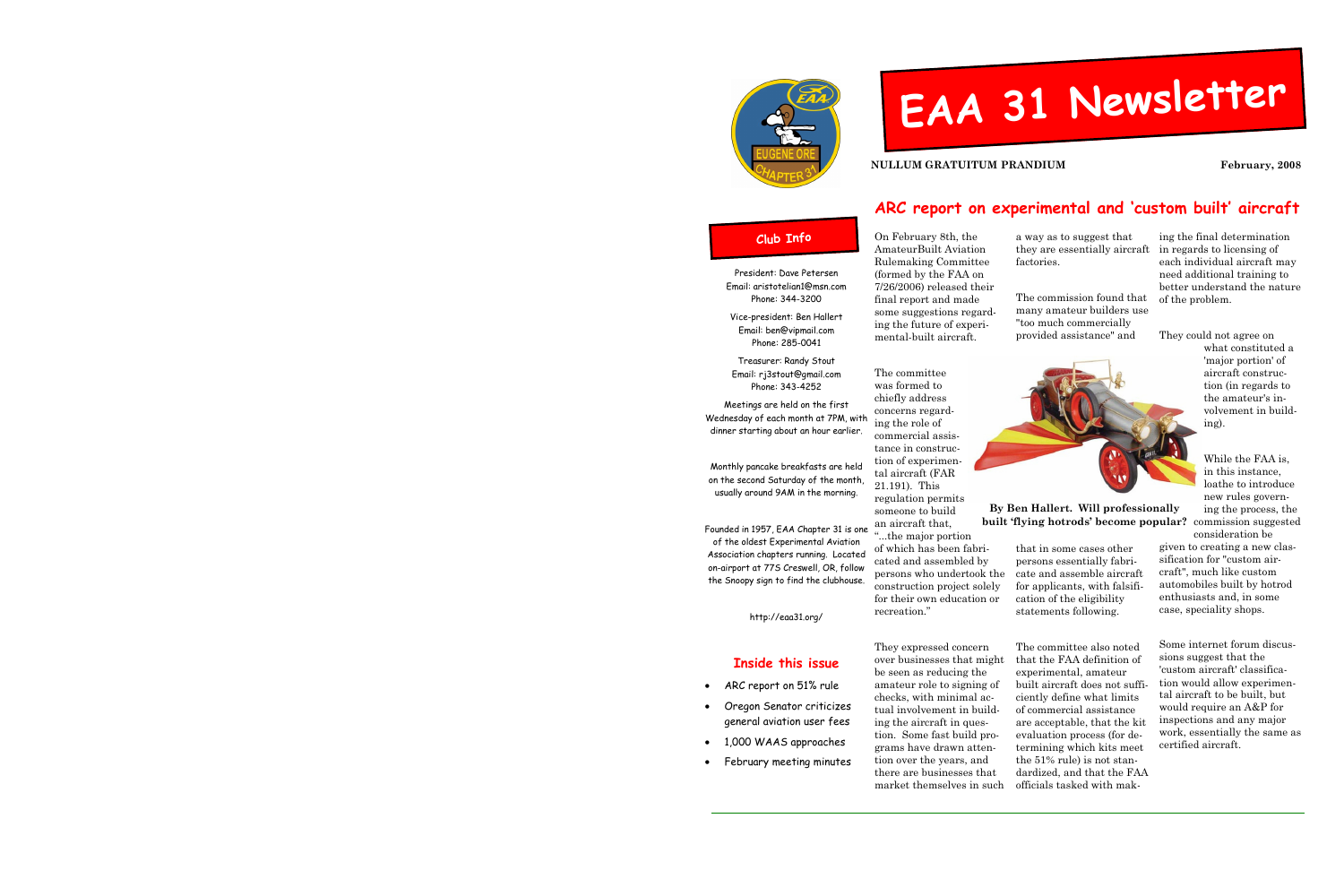# EAA 31 Newsletter

**NULLUM GRATUITUM PRANDIUM** **February, 2008**

## Club Info

President: Dave Petersen
Email: aristotelian1@msn.com
Phone: 344-3200

Vice-president: Ben Hallert
Email: ben@vipmail.com
Phone: 285-0041

Treasurer: Randy Stout
Email: rj3stout@gmail.com
Phone: 343-4252

Meetings are held on the first Wednesday of each month at 7PM, with dinner starting about an hour earlier.

Monthly pancake breakfasts are held on the second Saturday of the month, usually around 9AM in the morning.

Founded in 1957, EAA Chapter 31 is one of the oldest Experimental Aviation Association chapters running. Located on-airport at 77S Creswell, OR, follow the Snoopy sign to find the clubhouse.

http://eaa31.org/

### Inside this issue

- ARC report on 51% rule
- Oregon Senator criticizes general aviation user fees
- 1,000 WAAS approaches
- February meeting minutes

## ARC report on experimental and 'custom built' aircraft

**By Ben Hallert. Will professionally built 'flying hotrods' become popular?**

On February 8th, the AmateurBuilt Aviation Rulemaking Committee (formed by the FAA on 7/26/2006) released their final report and made some suggestions regarding the future of experimental-built aircraft.

The committee was formed to chiefly address concerns regarding the role of commercial assistance in construction of experimental aircraft (FAR 21.191). This regulation permits someone to build an aircraft that, "...the major portion of which has been fabricated and assembled by persons who undertook the construction project solely for their own education or recreation."

They expressed concern over businesses that might be seen as reducing the amateur role to signing of checks, with minimal actual involvement in building the aircraft in question. Some fast build programs have drawn attention over the years, and there are businesses that market themselves in such a way as to suggest that they are essentially aircraft factories.

The commission found that many amateur builders use "too much commercially provided assistance" and that in some cases other persons essentially fabricate and assemble aircraft for applicants, with falsification of the eligibility statements following.

The committee also noted that the FAA definition of experimental, amateur built aircraft does not sufficiently define what limits of commercial assistance are acceptable, that the kit evaluation process (for determining which kits meet the 51% rule) is not standardized, and that the FAA officials tasked with making the final determination in regards to licensing of each individual aircraft may need additional training to better understand the nature of the problem.

They could not agree on what constituted a 'major portion' of aircraft construction (in regards to the amateur's involvement in building).

While the FAA is, in this instance, loathe to introduce new rules governing the process, the commission suggested consideration be given to creating a new classification for "custom aircraft", much like custom automobiles built by hotrod enthusiasts and, in some case, speciality shops.

Some internet forum discussions suggest that the 'custom aircraft' classification would allow experimental aircraft to be built, but would require an A&P for inspections and any major work, essentially the same as certified aircraft.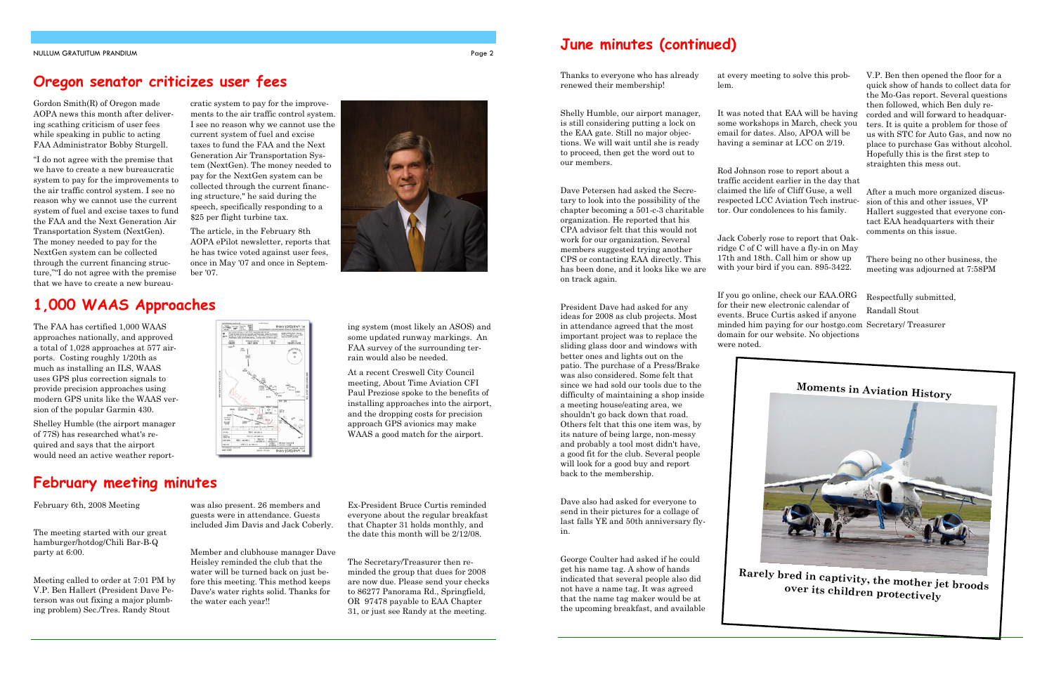## Oregon senator criticizes user fees

Gordon Smith(R) of Oregon made AOPA news this month after delivering scathing criticism of user fees while speaking in public to acting FAA Administrator Bobby Sturgell.

"I do not agree with the premise that we have to create a new bureaucratic system to pay for the improvements to the air traffic control system. I see no reason why we cannot use the current system of fuel and excise taxes to fund the FAA and the Next Generation Air Transportation System (NextGen). The money needed to pay for the NextGen system can be collected through the current financing structure,""I do not agree with the premise that we have to create a new bureaucratic system to pay for the improvements to the air traffic control system. I see no reason why we cannot use the current system of fuel and excise taxes to fund the FAA and the Next Generation Air Transportation System (NextGen). The money needed to pay for the NextGen system can be collected through the current financing structure," he said during the speech, specifically responding to a $25 per flight turbine tax.

The article, in the February 8th AOPA ePilot newsletter, reports that he has twice voted against user fees, once in May '07 and once in September '07.

## 1,000 WAAS Approaches

The FAA has certified 1,000 WAAS approaches nationally, and approved a total of 1,028 approaches at 577 airports. Costing roughly 1/20th as much as installing an ILS, WAAS uses GPS plus correction signals to provide precision approaches using modern GPS units like the WAAS version of the popular Garmin 430.

Shelley Humble (the airport manager of 77S) has researched what's required and says that the airport would need an active weather reporting system (most likely an ASOS) and some updated runway markings. An FAA survey of the surrounding terrain would also be needed.

At a recent Creswell City Council meeting, About Time Aviation CFI Paul Preziose spoke to the benefits of installing approaches into the airport, and the dropping costs for precision approach GPS avionics may make WAAS a good match for the airport.

## February meeting minutes

February 6th, 2008 Meeting

The meeting started with our great hamburger/hotdog/Chili Bar-B-Q party at 6:00.

Meeting called to order at 7:01 PM by V.P. Ben Hallert (President Dave Peterson was out fixing a major plumbing problem) Sec./Tres. Randy Stout was also present. 26 members and guests were in attendance. Guests included Jim Davis and Jack Coberly.

Member and clubhouse manager Dave Heisley reminded the club that the water will be turned back on just before this meeting. This method keeps Dave's water rights solid. Thanks for the water each year!!

Ex-President Bruce Curtis reminded everyone about the regular breakfast that Chapter 31 holds monthly, and the date this month will be 2/12/08.

The Secretary/Treasurer then reminded the group that dues for 2008 are now due. Please send your checks to 86277 Panorama Rd., Springfield, OR 97478 payable to EAA Chapter 31, or just see Randy at the meeting.

## June minutes (continued)

Thanks to everyone who has already renewed their membership!

Shelly Humble, our airport manager, is still considering putting a lock on the EAA gate. Still no major objections. We will wait until she is ready to proceed, then get the word out to our members.

Dave Petersen had asked the Secretary to look into the possibility of the chapter becoming a 501-c-3 charitable organization. He reported that his CPA advisor felt that this would not work for our organization. Several members suggested trying another CPS or contacting EAA directly. This has been done, and it looks like we are on track again.

President Dave had asked for any ideas for 2008 as club projects. Most in attendance agreed that the most important project was to replace the sliding glass door and windows with better ones and lights out on the patio. The purchase of a Press/Brake was also considered. Some felt that since we had sold our tools due to the difficulty of maintaining a shop inside a meeting house/eating area, we shouldn't go back down that road. Others felt that this one item was, by its nature of being large, non-messy and probably a tool most didn't have, a good fit for the club. Several people will look for a good buy and report back to the membership.

Dave also had asked for everyone to send in their pictures for a collage of last falls YE and 50th anniversary fly-in.

George Coulter had asked if he could get his name tag. A show of hands indicated that several people also did not have a name tag. It was agreed that the name tag maker would be at the upcoming breakfast, and available at every meeting to solve this problem.

It was noted that EAA will be having some workshops in March, check you email for dates. Also, APOA will be having a seminar at LCC on 2/19.

Rod Johnson rose to report about a traffic accident earlier in the day that claimed the life of Cliff Guse, a well respected LCC Aviation Tech instructor. Our condolences to his family.

Jack Coberly rose to report that Oakridge C of C will have a fly-in on May 17th and 18th. Call him or show up with your bird if you can. 895-3422.

If you go online, check our EAA.ORG for their new electronic calendar of events. Bruce Curtis asked if anyone minded him paying for our hostgo.com domain for our website. No objections were noted.

V.P. Ben then opened the floor for a quick show of hands to collect data for the Mo-Gas report. Several questions then followed, which Ben duly recorded and will forward to headquarters. It is quite a problem for those of us with STC for Auto Gas, and now no place to purchase Gas without alcohol. Hopefully this is the first step to straighten this mess out.

After a much more organized discussion of this and other issues, VP Hallert suggested that everyone contact EAA headquarters with their comments on this issue.

There being no other business, the meeting was adjourned at 7:58PM

Respectfully submitted,

Randall Stout

Secretary/ Treasurer

**Moments in Aviation History**

Rarely bred in captivity, the mother jet broods over its children protectively